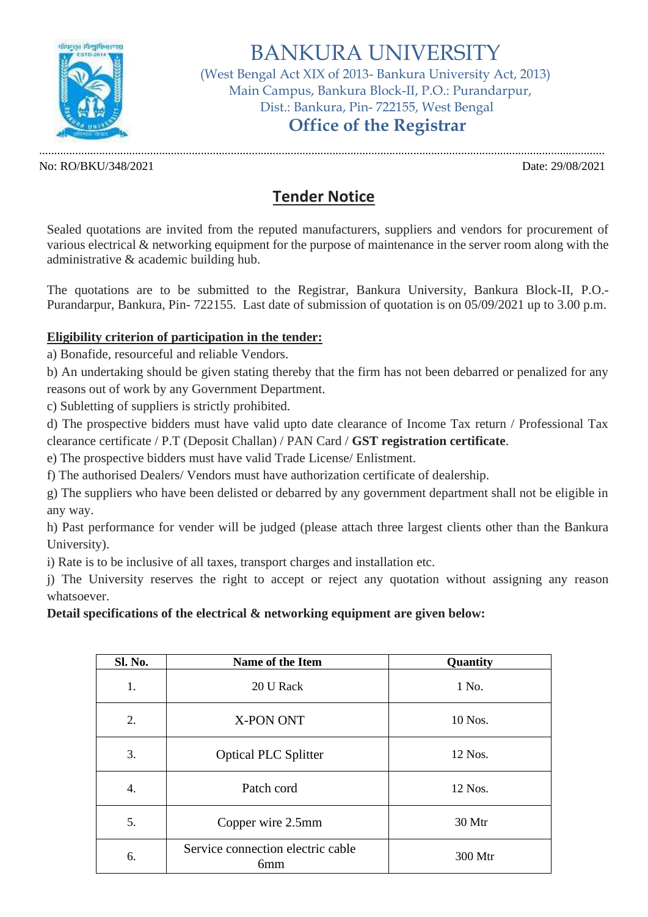# BANKURA UNIVERSITY

(West Bengal Act XIX of 2013- Bankura University Act, 2013)
Main Campus, Bankura Block-II, P.O.: Purandarpur,
Dist.: Bankura, Pin- 722155, West Bengal

## Office of the Registrar

No: RO/BKU/348/2021 Date: 29/08/2021

## Tender Notice

Sealed quotations are invited from the reputed manufacturers, suppliers and vendors for procurement of various electrical & networking equipment for the purpose of maintenance in the server room along with the administrative & academic building hub.

The quotations are to be submitted to the Registrar, Bankura University, Bankura Block-II, P.O.-Purandarpur, Bankura, Pin- 722155. Last date of submission of quotation is on 05/09/2021 up to 3.00 p.m.

**Eligibility criterion of participation in the tender:**

a) Bonafide, resourceful and reliable Vendors.

b) An undertaking should be given stating thereby that the firm has not been debarred or penalized for any reasons out of work by any Government Department.

c) Subletting of suppliers is strictly prohibited.

d) The prospective bidders must have valid upto date clearance of Income Tax return / Professional Tax clearance certificate / P.T (Deposit Challan) / PAN Card / **GST registration certificate**.

e) The prospective bidders must have valid Trade License/ Enlistment.

f) The authorised Dealers/ Vendors must have authorization certificate of dealership.

g) The suppliers who have been delisted or debarred by any government department shall not be eligible in any way.

h) Past performance for vender will be judged (please attach three largest clients other than the Bankura University).

i) Rate is to be inclusive of all taxes, transport charges and installation etc.

j) The University reserves the right to accept or reject any quotation without assigning any reason whatsoever.

**Detail specifications of the electrical & networking equipment are given below:**

| Sl. No. | Name of the Item | Quantity |
|---|---|---|
| 1. | 20 U Rack | 1 No. |
| 2. | X-PON ONT | 10 Nos. |
| 3. | Optical PLC Splitter | 12 Nos. |
| 4. | Patch cord | 12 Nos. |
| 5. | Copper wire 2.5mm | 30 Mtr |
| 6. | Service connection electric cable 6mm | 300 Mtr |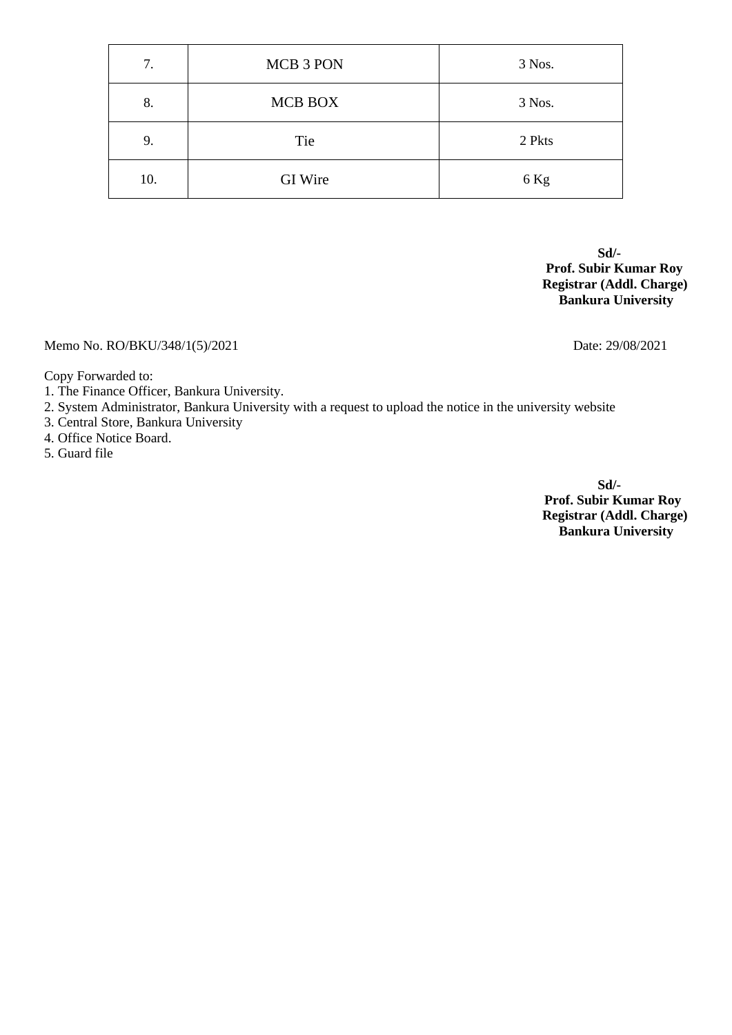| | | |
|---|---|---|
| 7. | MCB 3 PON | 3 Nos. |
| 8. | MCB BOX | 3 Nos. |
| 9. | Tie | 2 Pkts |
| 10. | GI Wire | 6 Kg |

**Sd/-**
**Prof. Subir Kumar Roy**
**Registrar (Addl. Charge)**
**Bankura University**

Memo No. RO/BKU/348/1(5)/2021 Date: 29/08/2021

Copy Forwarded to:
1. The Finance Officer, Bankura University.
2. System Administrator, Bankura University with a request to upload the notice in the university website
3. Central Store, Bankura University
4. Office Notice Board.
5. Guard file

**Sd/-**
**Prof. Subir Kumar Roy**
**Registrar (Addl. Charge)**
**Bankura University**